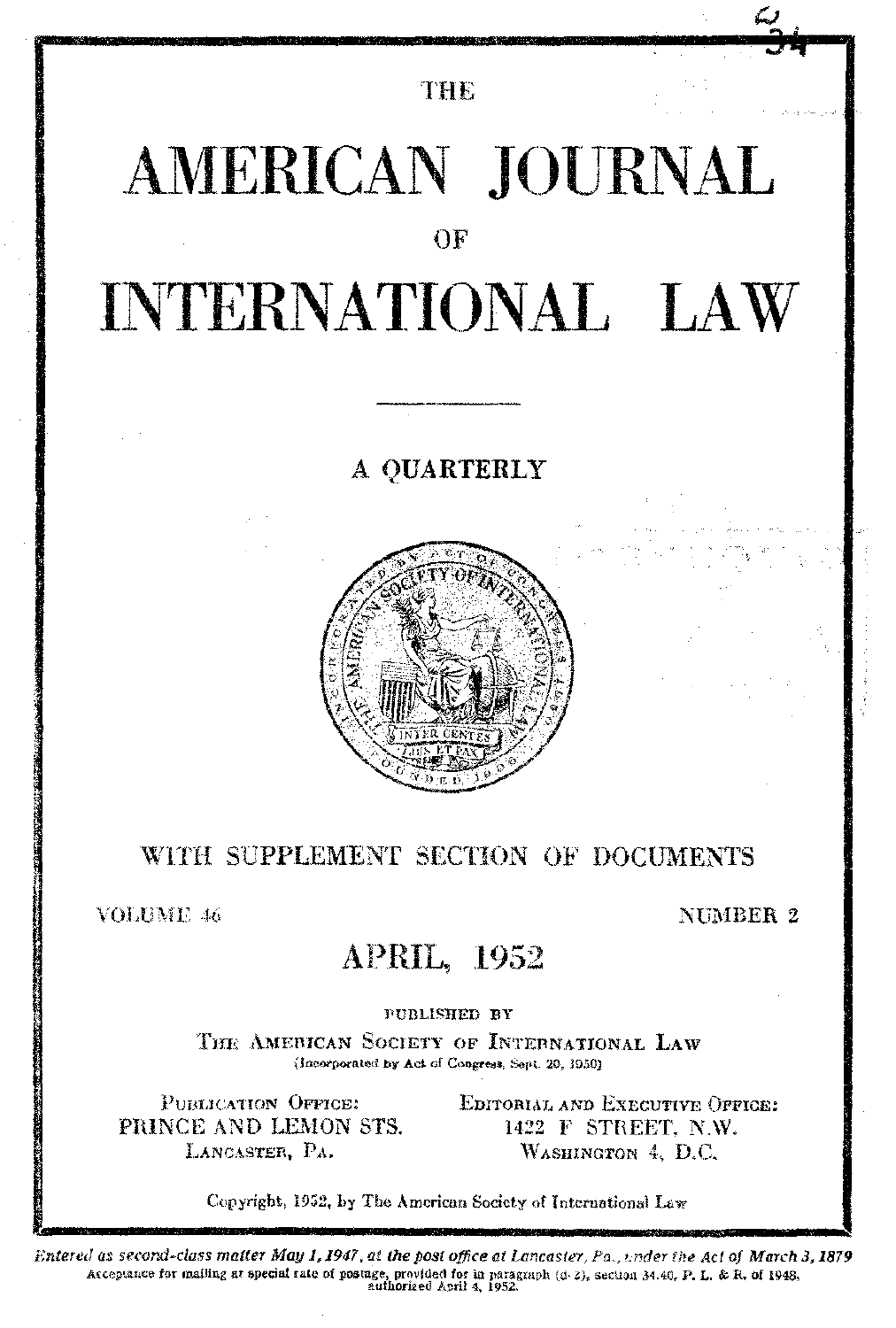THE

# AMERICAN JOURNAL OF INTERNATIONAL LAW

A QUARTERLY

WITH SUPPLEMENT SECTION OF DOCUMENTS

VOLUME 46 NUMBER 2

## APRIL, 1952

PUBLISHED BY

THE AMERICAN SOCIETY OF INTERNATIONAL LAW

(Incorporated by Act of Congress, Sept. 20, 1950)

PUBLICATION OFFICE:
PRINCE AND LEMON STS.
LANCASTER, PA.

EDITORIAL AND EXECUTIVE OFFICE:
1422 F STREET, N.W.
WASHINGTON 4, D.C.

Copyright, 1952, by The American Society of International Law

*Entered as second-class matter May 1, 1947, at the post office at Lancaster, Pa., under the Act of March 3, 1879*
Acceptance for mailing at special rate of postage, provided for in paragraph (d-2), section 34.40, P. L. & R. of 1948, authorized April 4, 1952.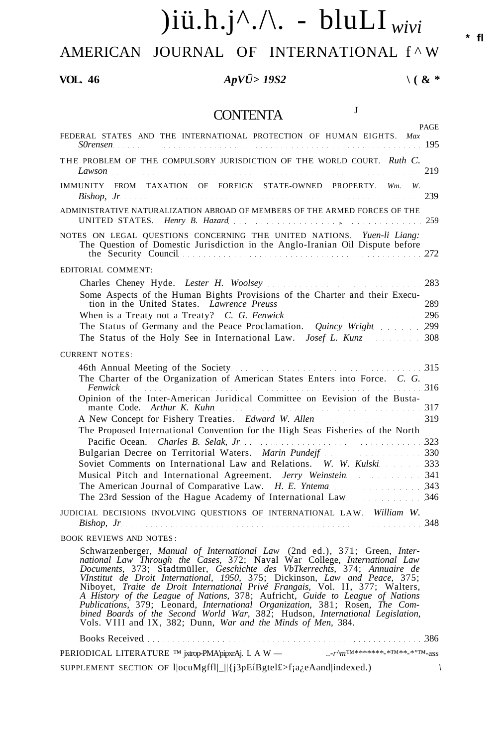# )iü.h.j^./\. - bluLI *wivi*

## AMERICAN JOURNAL OF INTERNATIONAL f^W

**VOL. 46** *ApVÜ> 19S2* \ ( & *

## CONTENTA

PAGE

FEDERAL STATES AND THE INTERNATIONAL PROTECTION OF HUMAN EIGHTS. *Max S0rensen* 195

THE PROBLEM OF THE COMPULSORY JURISDICTION OF THE WORLD COURT. *Ruth C. Lawson* 219

IMMUNITY FROM TAXATION OF FOREIGN STATE-OWNED PROPERTY. *Wm. W. Bishop, Jr* 239

ADMINISTRATIVE NATURALIZATION ABROAD OF MEMBERS OF THE ARMED FORCES OF THE UNITED STATES. *Henry B. Hazard* 259

NOTES ON LEGAL QUESTIONS CONCERNING THE UNITED NATIONS. *Yuen-li Liang:* The Question of Domestic Jurisdiction in the Anglo-Iranian Oil Dispute before the Security Council 272

EDITORIAL COMMENT:

- Charles Cheney Hyde. *Lester H. Woolsey* 283
- Some Aspects of the Human Bights Provisions of the Charter and their Execution in the United States. *Lawrence Preuss* 289
- When is a Treaty not a Treaty? *C. G. Fenwick* 296
- The Status of Germany and the Peace Proclamation. *Quincy Wright* 299
- The Status of the Holy See in International Law. *Josef L. Kunz* 308

CURRENT NOTES:

- 46th Annual Meeting of the Society 315
- The Charter of the Organization of American States Enters into Force. *C. G. Fenwick* 316
- Opinion of the Inter-American Juridical Committee on Eevision of the Bustamante Code. *Arthur K. Kuhn* 317
- A New Concept for Fishery Treaties. *Edward W. Allen* 319
- The Proposed International Convention for the High Seas Fisheries of the North Pacific Ocean. *Charles B. Selak, Jr* 323
- Bulgarian Decree on Territorial Waters. *Marin Pundejf* 330
- Soviet Comments on International Law and Relations. *W. W. Kulski* 333
- Musical Pitch and International Agreement. *Jerry Weinstein* 341
- The American Journal of Comparative Law. *H. E. Yntema* 343
- The 23rd Session of the Hague Academy of International Law 346

JUDICIAL DECISIONS INVOLVING QUESTIONS OF INTERNATIONAL LAW. *William W. Bishop, Jr* 348

BOOK REVIEWS AND NOTES:

Schwarzenberger, *Manual of International Law* (2nd ed.), 371; Green, *International Law Through the Cases,* 372; Naval War College, *International Law Documents,* 373; Stadtmüller, *Geschichte des VbTkerrechts,* 374; *Annuaire de VInstitut de Droit International, 1950,* 375; Dickinson, *Law and Peace,* 375; Niboyet, *Traite de Droit International Privé Frangais,* Vol. II, 377; Walters, *A History of the League of Nations,* 378; Aufricht, *Guide to League of Nations Publications,* 379; Leonard, *International Organization,* 381; Rosen, *The Combined Boards of the Second World War,* 382; Hudson, *International Legislation,* Vols. VIII and IX, 382; Dunn, *War and the Minds of Men,* 384.

Books Received 386

PERIODICAL LITERATURE ™ jxtrop-PMA'pipxrAj. L A W — ..-r^m™*******-*™**-*"™-ass

SUPPLEMENT SECTION OF l|ocuMgffl|_||{j3pEíBgtel£>f¡a¿eAand|indexed.) \